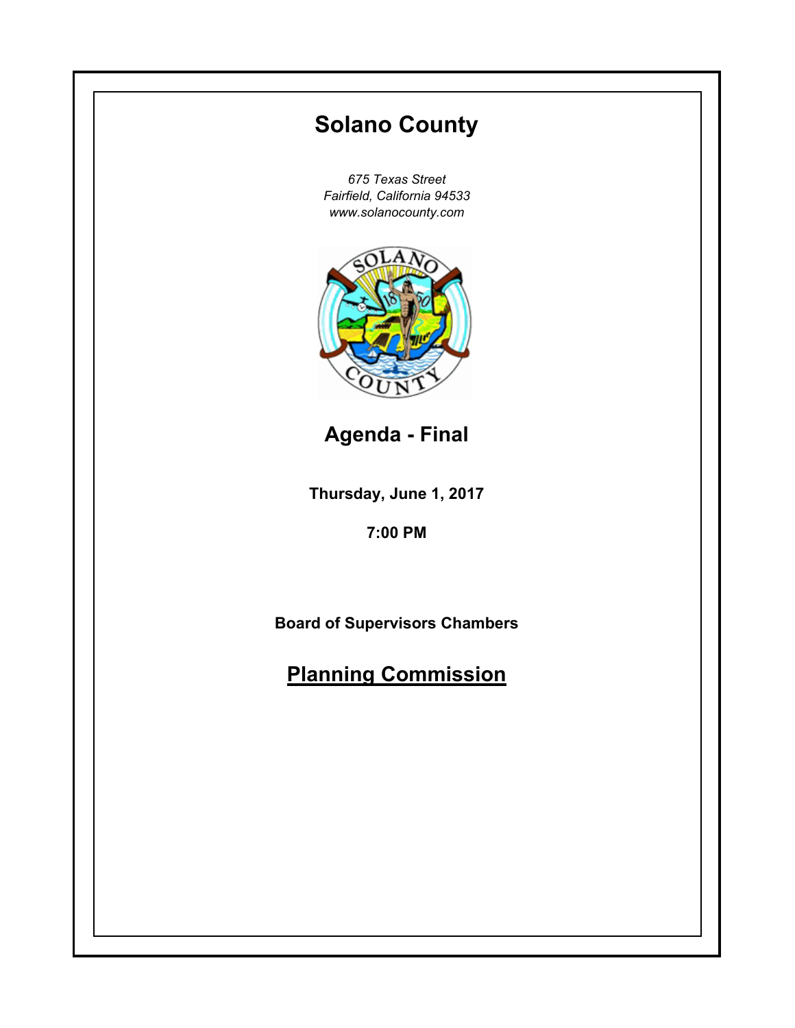# Solano County

*675 Texas Street*
*Fairfield, California 94533*
*www.solanocounty.com*

## Agenda - Final

**Thursday, June 1, 2017**

**7:00 PM**

**Board of Supervisors Chambers**

## Planning Commission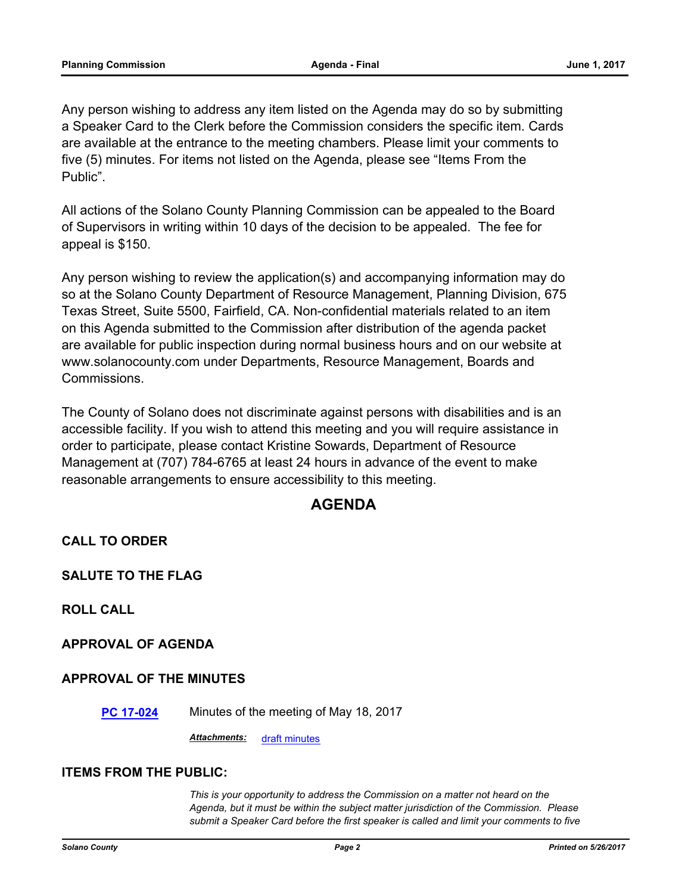Any person wishing to address any item listed on the Agenda may do so by submitting a Speaker Card to the Clerk before the Commission considers the specific item. Cards are available at the entrance to the meeting chambers. Please limit your comments to five (5) minutes. For items not listed on the Agenda, please see "Items From the Public".

All actions of the Solano County Planning Commission can be appealed to the Board of Supervisors in writing within 10 days of the decision to be appealed. The fee for appeal is $150.

Any person wishing to review the application(s) and accompanying information may do so at the Solano County Department of Resource Management, Planning Division, 675 Texas Street, Suite 5500, Fairfield, CA. Non-confidential materials related to an item on this Agenda submitted to the Commission after distribution of the agenda packet are available for public inspection during normal business hours and on our website at www.solanocounty.com under Departments, Resource Management, Boards and Commissions.

The County of Solano does not discriminate against persons with disabilities and is an accessible facility. If you wish to attend this meeting and you will require assistance in order to participate, please contact Kristine Sowards, Department of Resource Management at (707) 784-6765 at least 24 hours in advance of the event to make reasonable arrangements to ensure accessibility to this meeting.

# AGENDA

## CALL TO ORDER

## SALUTE TO THE FLAG

## ROLL CALL

## APPROVAL OF AGENDA

## APPROVAL OF THE MINUTES

**PC 17-024** Minutes of the meeting of May 18, 2017

***Attachments:*** draft minutes

## ITEMS FROM THE PUBLIC:

*This is your opportunity to address the Commission on a matter not heard on the Agenda, but it must be within the subject matter jurisdiction of the Commission. Please submit a Speaker Card before the first speaker is called and limit your comments to five*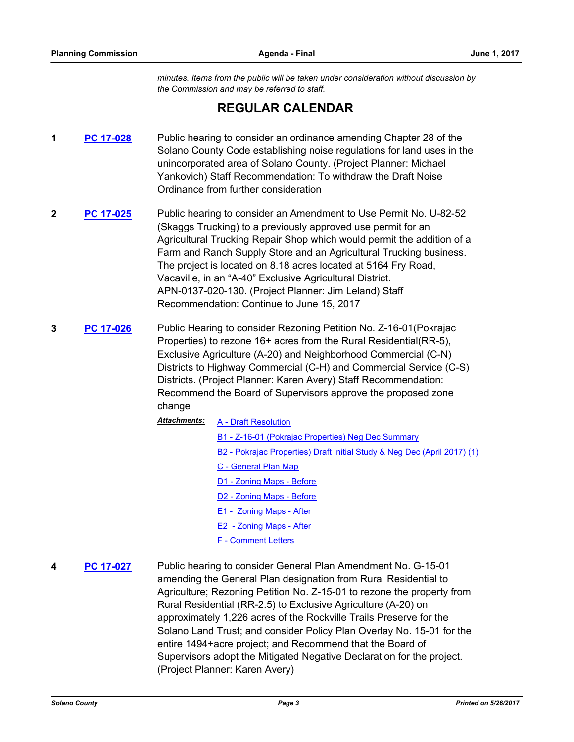*minutes. Items from the public will be taken under consideration without discussion by the Commission and may be referred to staff.*

## REGULAR CALENDAR

**1** **PC 17-028** Public hearing to consider an ordinance amending Chapter 28 of the Solano County Code establishing noise regulations for land uses in the unincorporated area of Solano County. (Project Planner: Michael Yankovich) Staff Recommendation: To withdraw the Draft Noise Ordinance from further consideration

**2** **PC 17-025** Public hearing to consider an Amendment to Use Permit No. U-82-52 (Skaggs Trucking) to a previously approved use permit for an Agricultural Trucking Repair Shop which would permit the addition of a Farm and Ranch Supply Store and an Agricultural Trucking business. The project is located on 8.18 acres located at 5164 Fry Road, Vacaville, in an "A-40" Exclusive Agricultural District. APN-0137-020-130. (Project Planner: Jim Leland) Staff Recommendation: Continue to June 15, 2017

**3** **PC 17-026** Public Hearing to consider Rezoning Petition No. Z-16-01(Pokrajac Properties) to rezone 16+ acres from the Rural Residential(RR-5), Exclusive Agriculture (A-20) and Neighborhood Commercial (C-N) Districts to Highway Commercial (C-H) and Commercial Service (C-S) Districts. (Project Planner: Karen Avery) Staff Recommendation: Recommend the Board of Supervisors approve the proposed zone change

***Attachments:***
- A - Draft Resolution
- B1 - Z-16-01 (Pokrajac Properties) Neg Dec Summary
- B2 - Pokrajac Properties) Draft Initial Study & Neg Dec (April 2017) (1)
- C - General Plan Map
- D1 - Zoning Maps - Before
- D2 - Zoning Maps - Before
- E1 - Zoning Maps - After
- E2 - Zoning Maps - After
- F - Comment Letters

**4** **PC 17-027** Public hearing to consider General Plan Amendment No. G-15-01 amending the General Plan designation from Rural Residential to Agriculture; Rezoning Petition No. Z-15-01 to rezone the property from Rural Residential (RR-2.5) to Exclusive Agriculture (A-20) on approximately 1,226 acres of the Rockville Trails Preserve for the Solano Land Trust; and consider Policy Plan Overlay No. 15-01 for the entire 1494+acre project; and Recommend that the Board of Supervisors adopt the Mitigated Negative Declaration for the project. (Project Planner: Karen Avery)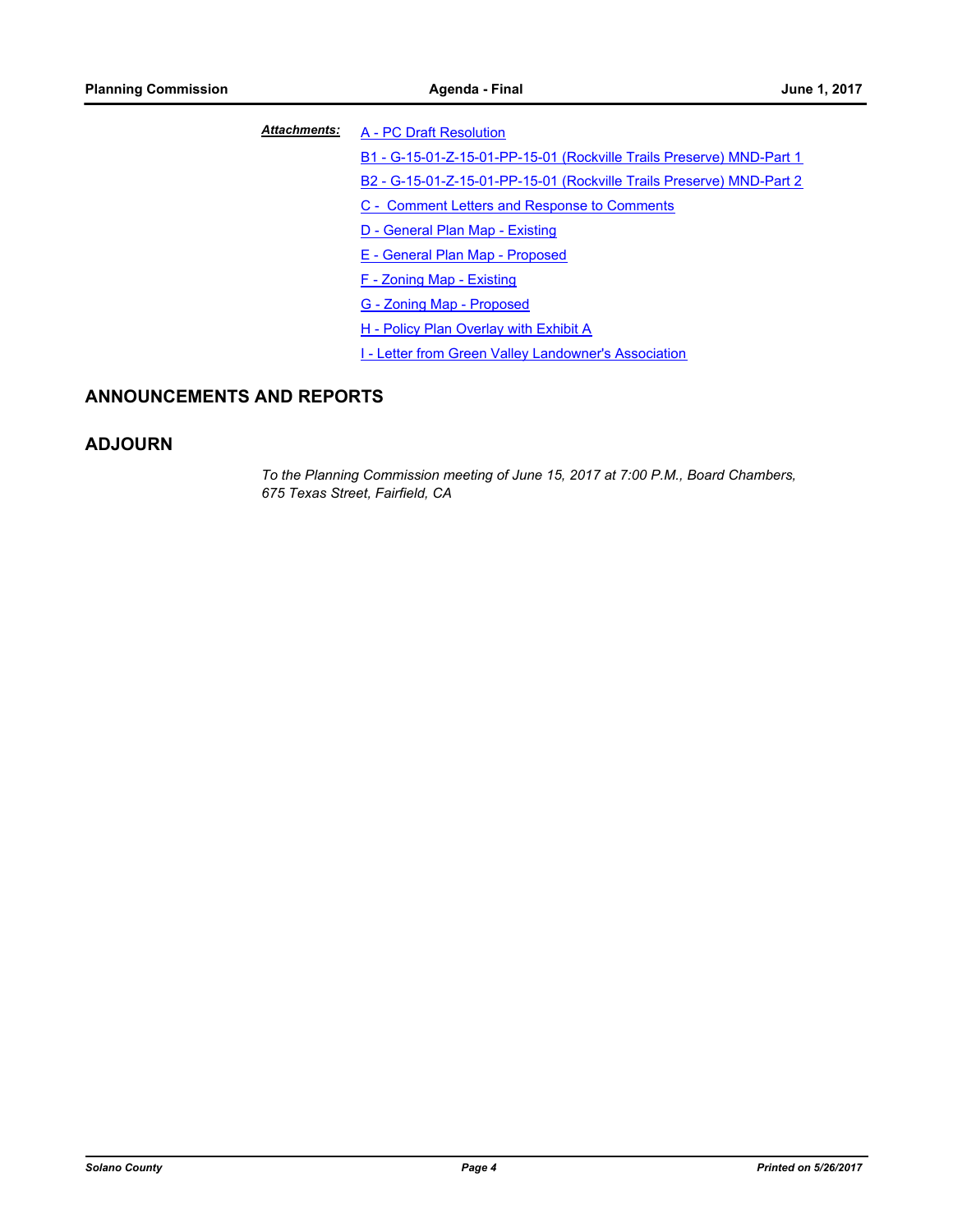***Attachments:***

A - PC Draft Resolution

B1 - G-15-01-Z-15-01-PP-15-01 (Rockville Trails Preserve) MND-Part 1

B2 - G-15-01-Z-15-01-PP-15-01 (Rockville Trails Preserve) MND-Part 2

C - Comment Letters and Response to Comments

D - General Plan Map - Existing

E - General Plan Map - Proposed

F - Zoning Map - Existing

G - Zoning Map - Proposed

H - Policy Plan Overlay with Exhibit A

I - Letter from Green Valley Landowner's Association

## ANNOUNCEMENTS AND REPORTS

## ADJOURN

*To the Planning Commission meeting of June 15, 2017 at 7:00 P.M., Board Chambers, 675 Texas Street, Fairfield, CA*